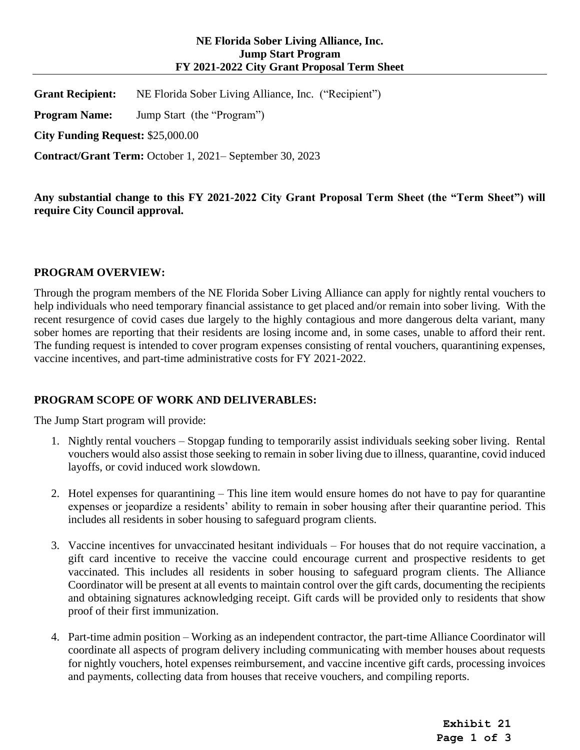**NE Florida Sober Living Alliance, Inc.**
**Jump Start Program**
**FY 2021-2022 City Grant Proposal Term Sheet**

---

**Grant Recipient:** NE Florida Sober Living Alliance, Inc. ("Recipient")

**Program Name:** Jump Start (the "Program")

**City Funding Request:** $25,000.00

**Contract/Grant Term:** October 1, 2021– September 30, 2023

**Any substantial change to this FY 2021-2022 City Grant Proposal Term Sheet (the "Term Sheet") will require City Council approval.**

## PROGRAM OVERVIEW:

Through the program members of the NE Florida Sober Living Alliance can apply for nightly rental vouchers to help individuals who need temporary financial assistance to get placed and/or remain into sober living. With the recent resurgence of covid cases due largely to the highly contagious and more dangerous delta variant, many sober homes are reporting that their residents are losing income and, in some cases, unable to afford their rent. The funding request is intended to cover program expenses consisting of rental vouchers, quarantining expenses, vaccine incentives, and part-time administrative costs for FY 2021-2022.

## PROGRAM SCOPE OF WORK AND DELIVERABLES:

The Jump Start program will provide:

1. Nightly rental vouchers – Stopgap funding to temporarily assist individuals seeking sober living. Rental vouchers would also assist those seeking to remain in sober living due to illness, quarantine, covid induced layoffs, or covid induced work slowdown.

2. Hotel expenses for quarantining – This line item would ensure homes do not have to pay for quarantine expenses or jeopardize a residents' ability to remain in sober housing after their quarantine period. This includes all residents in sober housing to safeguard program clients.

3. Vaccine incentives for unvaccinated hesitant individuals – For houses that do not require vaccination, a gift card incentive to receive the vaccine could encourage current and prospective residents to get vaccinated. This includes all residents in sober housing to safeguard program clients. The Alliance Coordinator will be present at all events to maintain control over the gift cards, documenting the recipients and obtaining signatures acknowledging receipt. Gift cards will be provided only to residents that show proof of their first immunization.

4. Part-time admin position – Working as an independent contractor, the part-time Alliance Coordinator will coordinate all aspects of program delivery including communicating with member houses about requests for nightly vouchers, hotel expenses reimbursement, and vaccine incentive gift cards, processing invoices and payments, collecting data from houses that receive vouchers, and compiling reports.

**Exhibit 21**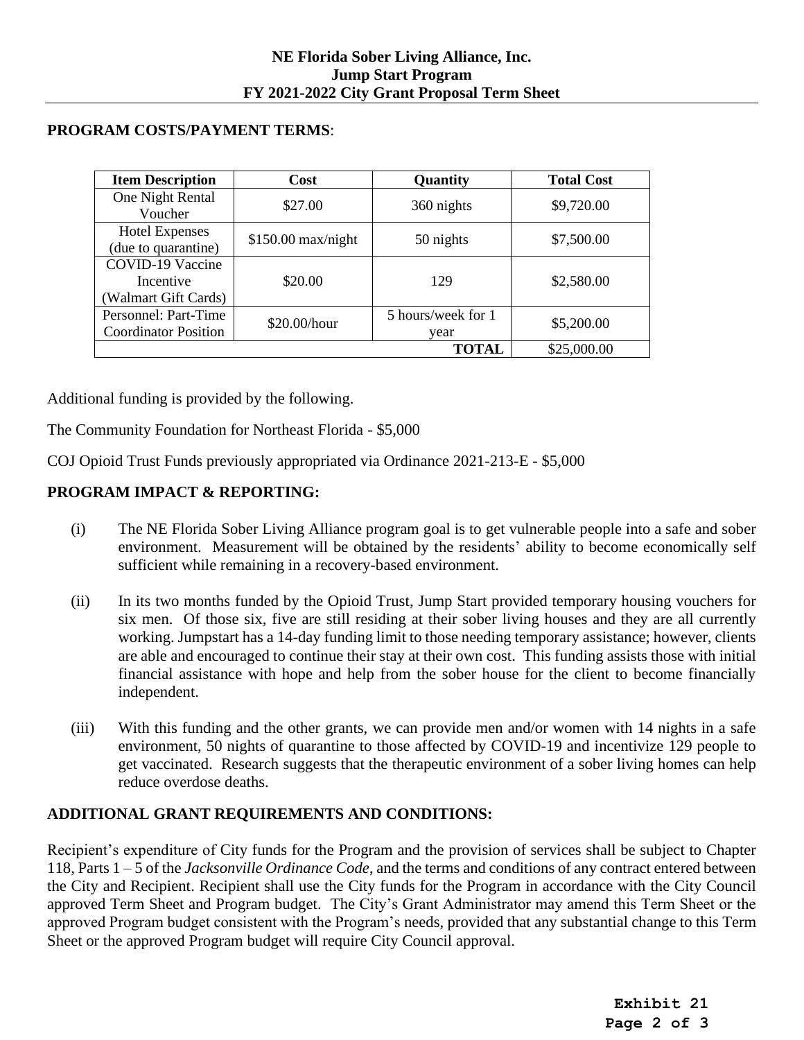**NE Florida Sober Living Alliance, Inc.**
**Jump Start Program**
**FY 2021-2022 City Grant Proposal Term Sheet**

**PROGRAM COSTS/PAYMENT TERMS**:

| Item Description | Cost | Quantity | Total Cost |
|---|---|---|---|
| One Night Rental Voucher | $27.00 | 360 nights | $9,720.00 |
| Hotel Expenses (due to quarantine) | $150.00 max/night | 50 nights | $7,500.00 |
| COVID-19 Vaccine Incentive (Walmart Gift Cards) | $20.00 | 129 | $2,580.00 |
| Personnel: Part-Time Coordinator Position | $20.00/hour | 5 hours/week for 1 year | $5,200.00 |
| | | **TOTAL** | $25,000.00 |

Additional funding is provided by the following.

The Community Foundation for Northeast Florida - $5,000

COJ Opioid Trust Funds previously appropriated via Ordinance 2021-213-E - $5,000

**PROGRAM IMPACT & REPORTING:**

(i) The NE Florida Sober Living Alliance program goal is to get vulnerable people into a safe and sober environment. Measurement will be obtained by the residents' ability to become economically self sufficient while remaining in a recovery-based environment.

(ii) In its two months funded by the Opioid Trust, Jump Start provided temporary housing vouchers for six men. Of those six, five are still residing at their sober living houses and they are all currently working. Jumpstart has a 14-day funding limit to those needing temporary assistance; however, clients are able and encouraged to continue their stay at their own cost. This funding assists those with initial financial assistance with hope and help from the sober house for the client to become financially independent.

(iii) With this funding and the other grants, we can provide men and/or women with 14 nights in a safe environment, 50 nights of quarantine to those affected by COVID-19 and incentivize 129 people to get vaccinated. Research suggests that the therapeutic environment of a sober living homes can help reduce overdose deaths.

**ADDITIONAL GRANT REQUIREMENTS AND CONDITIONS:**

Recipient's expenditure of City funds for the Program and the provision of services shall be subject to Chapter 118, Parts 1 – 5 of the *Jacksonville Ordinance Code*, and the terms and conditions of any contract entered between the City and Recipient. Recipient shall use the City funds for the Program in accordance with the City Council approved Term Sheet and Program budget. The City's Grant Administrator may amend this Term Sheet or the approved Program budget consistent with the Program's needs, provided that any substantial change to this Term Sheet or the approved Program budget will require City Council approval.

**Exhibit 21**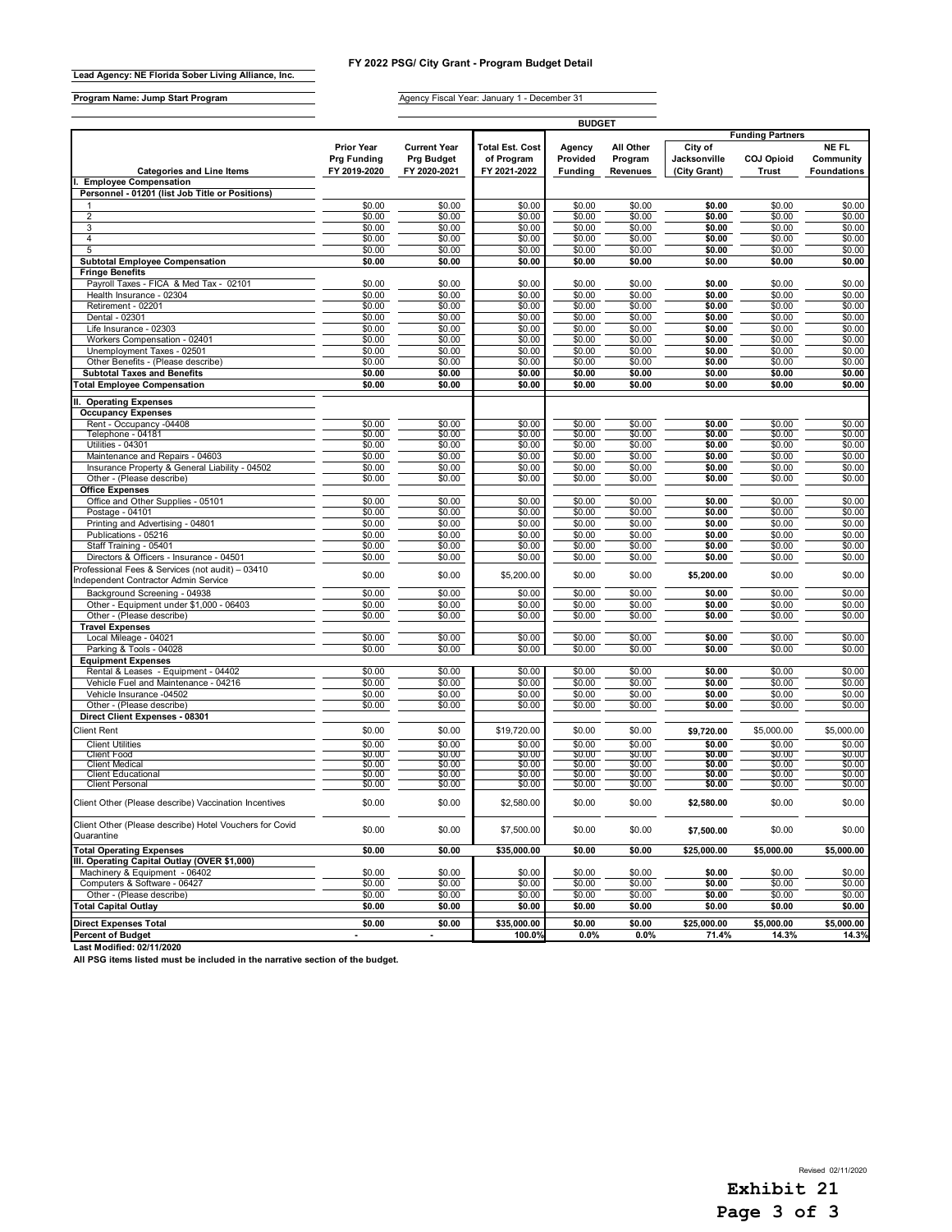**FY 2022 PSG/ City Grant - Program Budget Detail**

**Lead Agency: NE Florida Sober Living Alliance, Inc.**

**Program Name: Jump Start Program**

Agency Fiscal Year: January 1 - December 31

| | | | BUDGET | | | Funding Partners | | |
|---|---|---|---|---|---|---|---|---|
| **Categories and Line Items** | **Prior Year Prg Funding FY 2019-2020** | **Current Year Prg Budget FY 2020-2021** | **Total Est. Cost of Program FY 2021-2022** | **Agency Provided Funding** | **All Other Program Revenues** | **City of Jacksonville (City Grant)** | **COJ Opioid Trust** | **NE FL Community Foundations** |
| **I. Employee Compensation** | | | | | | | | |
| **Personnel - 01201 (list Job Title or Positions)** | | | | | | | | |
| 1 | $0.00 | $0.00 | $0.00 | $0.00 | $0.00 | **$0.00** | $0.00 | $0.00 |
| 2 | $0.00 | $0.00 | $0.00 | $0.00 | $0.00 | **$0.00** | $0.00 | $0.00 |
| 3 | $0.00 | $0.00 | $0.00 | $0.00 | $0.00 | **$0.00** | $0.00 | $0.00 |
| 4 | $0.00 | $0.00 | $0.00 | $0.00 | $0.00 | **$0.00** | $0.00 | $0.00 |
| 5 | $0.00 | $0.00 | $0.00 | $0.00 | $0.00 | **$0.00** | $0.00 | $0.00 |
| **Subtotal Employee Compensation** | **$0.00** | **$0.00** | **$0.00** | **$0.00** | **$0.00** | **$0.00** | **$0.00** | **$0.00** |
| **Fringe Benefits** | | | | | | | | |
| Payroll Taxes - FICA & Med Tax - 02101 | $0.00 | $0.00 | $0.00 | $0.00 | $0.00 | **$0.00** | $0.00 | $0.00 |
| Health Insurance - 02304 | $0.00 | $0.00 | $0.00 | $0.00 | $0.00 | **$0.00** | $0.00 | $0.00 |
| Retirement - 02201 | $0.00 | $0.00 | $0.00 | $0.00 | $0.00 | **$0.00** | $0.00 | $0.00 |
| Dental - 02301 | $0.00 | $0.00 | $0.00 | $0.00 | $0.00 | **$0.00** | $0.00 | $0.00 |
| Life Insurance - 02303 | $0.00 | $0.00 | $0.00 | $0.00 | $0.00 | **$0.00** | $0.00 | $0.00 |
| Workers Compensation - 02401 | $0.00 | $0.00 | $0.00 | $0.00 | $0.00 | **$0.00** | $0.00 | $0.00 |
| Unemployment Taxes - 02501 | $0.00 | $0.00 | $0.00 | $0.00 | $0.00 | **$0.00** | $0.00 | $0.00 |
| Other Benefits - (Please describe) | $0.00 | $0.00 | $0.00 | $0.00 | $0.00 | **$0.00** | $0.00 | $0.00 |
| **Subtotal Taxes and Benefits** | **$0.00** | **$0.00** | **$0.00** | **$0.00** | **$0.00** | **$0.00** | **$0.00** | **$0.00** |
| **Total Employee Compensation** | **$0.00** | **$0.00** | **$0.00** | **$0.00** | **$0.00** | **$0.00** | **$0.00** | **$0.00** |
| **II. Operating Expenses** | | | | | | | | |
| **Occupancy Expenses** | | | | | | | | |
| Rent - Occupancy -04408 | $0.00 | $0.00 | $0.00 | $0.00 | $0.00 | **$0.00** | $0.00 | $0.00 |
| Telephone - 04181 | $0.00 | $0.00 | $0.00 | $0.00 | $0.00 | **$0.00** | $0.00 | $0.00 |
| Utilities - 04301 | $0.00 | $0.00 | $0.00 | $0.00 | $0.00 | **$0.00** | $0.00 | $0.00 |
| Maintenance and Repairs - 04603 | $0.00 | $0.00 | $0.00 | $0.00 | $0.00 | **$0.00** | $0.00 | $0.00 |
| Insurance Property & General Liability - 04502 | $0.00 | $0.00 | $0.00 | $0.00 | $0.00 | **$0.00** | $0.00 | $0.00 |
| Other - (Please describe) | $0.00 | $0.00 | $0.00 | $0.00 | $0.00 | **$0.00** | $0.00 | $0.00 |
| **Office Expenses** | | | | | | | | |
| Office and Other Supplies - 05101 | $0.00 | $0.00 | $0.00 | $0.00 | $0.00 | **$0.00** | $0.00 | $0.00 |
| Postage - 04101 | $0.00 | $0.00 | $0.00 | $0.00 | $0.00 | **$0.00** | $0.00 | $0.00 |
| Printing and Advertising - 04801 | $0.00 | $0.00 | $0.00 | $0.00 | $0.00 | **$0.00** | $0.00 | $0.00 |
| Publications - 05216 | $0.00 | $0.00 | $0.00 | $0.00 | $0.00 | **$0.00** | $0.00 | $0.00 |
| Staff Training - 05401 | $0.00 | $0.00 | $0.00 | $0.00 | $0.00 | **$0.00** | $0.00 | $0.00 |
| Directors & Officers - Insurance - 04501 | $0.00 | $0.00 | $0.00 | $0.00 | $0.00 | **$0.00** | $0.00 | $0.00 |
| Professional Fees & Services (not audit) – 03410 Independent Contractor Admin Service | $0.00 | $0.00 | $5,200.00 | $0.00 | $0.00 | **$5,200.00** | $0.00 | $0.00 |
| Background Screening - 04938 | $0.00 | $0.00 | $0.00 | $0.00 | $0.00 | **$0.00** | $0.00 | $0.00 |
| Other - Equipment under $1,000 - 06403 | $0.00 | $0.00 | $0.00 | $0.00 | $0.00 | **$0.00** | $0.00 | $0.00 |
| Other - (Please describe) | $0.00 | $0.00 | $0.00 | $0.00 | $0.00 | **$0.00** | $0.00 | $0.00 |
| **Travel Expenses** | | | | | | | | |
| Local Mileage - 04021 | $0.00 | $0.00 | $0.00 | $0.00 | $0.00 | **$0.00** | $0.00 | $0.00 |
| Parking & Tools - 04028 | $0.00 | $0.00 | $0.00 | $0.00 | $0.00 | **$0.00** | $0.00 | $0.00 |
| **Equipment Expenses** | | | | | | | | |
| Rental & Leases - Equipment - 04402 | $0.00 | $0.00 | $0.00 | $0.00 | $0.00 | **$0.00** | $0.00 | $0.00 |
| Vehicle Fuel and Maintenance - 04216 | $0.00 | $0.00 | $0.00 | $0.00 | $0.00 | **$0.00** | $0.00 | $0.00 |
| Vehicle Insurance -04502 | $0.00 | $0.00 | $0.00 | $0.00 | $0.00 | **$0.00** | $0.00 | $0.00 |
| Other - (Please describe) | $0.00 | $0.00 | $0.00 | $0.00 | $0.00 | **$0.00** | $0.00 | $0.00 |
| **Direct Client Expenses - 08301** | | | | | | | | |
| Client Rent | $0.00 | $0.00 | $19,720.00 | $0.00 | $0.00 | **$9,720.00** | $5,000.00 | $5,000.00 |
| Client Utilities | $0.00 | $0.00 | $0.00 | $0.00 | $0.00 | **$0.00** | $0.00 | $0.00 |
| Client Food | $0.00 | $0.00 | $0.00 | $0.00 | $0.00 | **$0.00** | $0.00 | $0.00 |
| Client Medical | $0.00 | $0.00 | $0.00 | $0.00 | $0.00 | **$0.00** | $0.00 | $0.00 |
| Client Educational | $0.00 | $0.00 | $0.00 | $0.00 | $0.00 | **$0.00** | $0.00 | $0.00 |
| Client Personal | $0.00 | $0.00 | $0.00 | $0.00 | $0.00 | **$0.00** | $0.00 | $0.00 |
| Client Other (Please describe) Vaccination Incentives | $0.00 | $0.00 | $2,580.00 | $0.00 | $0.00 | **$2,580.00** | $0.00 | $0.00 |
| Client Other (Please describe) Hotel Vouchers for Covid Quarantine | $0.00 | $0.00 | $7,500.00 | $0.00 | $0.00 | **$7,500.00** | $0.00 | $0.00 |
| **Total Operating Expenses** | **$0.00** | **$0.00** | **$35,000.00** | **$0.00** | **$0.00** | **$25,000.00** | **$5,000.00** | **$5,000.00** |
| **III. Operating Capital Outlay (OVER $1,000)** | | | | | | | | |
| Machinery & Equipment - 06402 | $0.00 | $0.00 | $0.00 | $0.00 | $0.00 | **$0.00** | $0.00 | $0.00 |
| Computers & Software - 06427 | $0.00 | $0.00 | $0.00 | $0.00 | $0.00 | **$0.00** | $0.00 | $0.00 |
| Other - (Please describe) | $0.00 | $0.00 | $0.00 | $0.00 | $0.00 | **$0.00** | $0.00 | $0.00 |
| **Total Capital Outlay** | **$0.00** | **$0.00** | **$0.00** | **$0.00** | **$0.00** | **$0.00** | **$0.00** | **$0.00** |
| **Direct Expenses Total** | **$0.00** | **$0.00** | **$35,000.00** | **$0.00** | **$0.00** | **$25,000.00** | **$5,000.00** | **$5,000.00** |
| **Percent of Budget** | **-** | **-** | **100.0%** | **0.0%** | **0.0%** | **71.4%** | **14.3%** | **14.3%** |

**Last Modified: 02/11/2020**

**All PSG items listed must be included in the narrative section of the budget.**

Revised 02/11/2020

**Exhibit 21**
**Page 3 of 3**